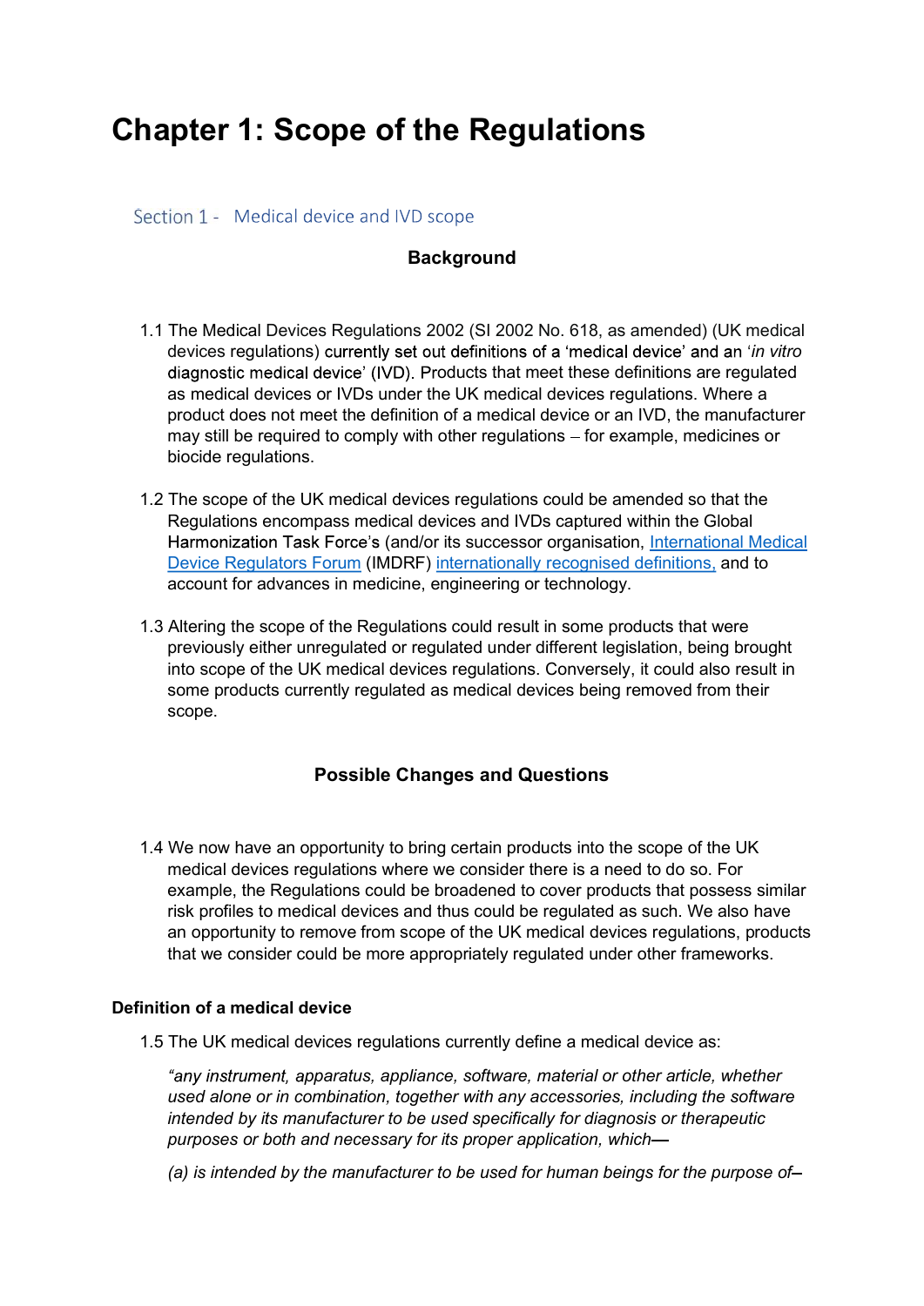# Chapter 1: Scope of the Regulations

## Section 1 - Medical device and IVD scope

### Background

1.1 The Medical Devices Regulations 2002 (SI 2002 No. 618, as amended) (UK medical devices regulations) currently set out definitions of a 'medical device' and an '*in vitro* diagnostic medical device' (IVD). Products that meet these definitions are regulated as medical devices or IVDs under the UK medical devices regulations. Where a product does not meet the definition of a medical device or an IVD, the manufacturer may still be required to comply with other regulations – for example, medicines or biocide regulations.

1.2 The scope of the UK medical devices regulations could be amended so that the Regulations encompass medical devices and IVDs captured within the Global Harmonization Task Force's (and/or its successor organisation, [International Medical Device Regulators Forum](#) (IMDRF) [internationally recognised definitions,](#) and to account for advances in medicine, engineering or technology.

1.3 Altering the scope of the Regulations could result in some products that were previously either unregulated or regulated under different legislation, being brought into scope of the UK medical devices regulations. Conversely, it could also result in some products currently regulated as medical devices being removed from their scope.

### Possible Changes and Questions

1.4 We now have an opportunity to bring certain products into the scope of the UK medical devices regulations where we consider there is a need to do so. For example, the Regulations could be broadened to cover products that possess similar risk profiles to medical devices and thus could be regulated as such. We also have an opportunity to remove from scope of the UK medical devices regulations, products that we consider could be more appropriately regulated under other frameworks.

**Definition of a medical device**

1.5 The UK medical devices regulations currently define a medical device as:

*"any instrument, apparatus, appliance, software, material or other article, whether used alone or in combination, together with any accessories, including the software intended by its manufacturer to be used specifically for diagnosis or therapeutic purposes or both and necessary for its proper application, which—*

*(a) is intended by the manufacturer to be used for human beings for the purpose of—*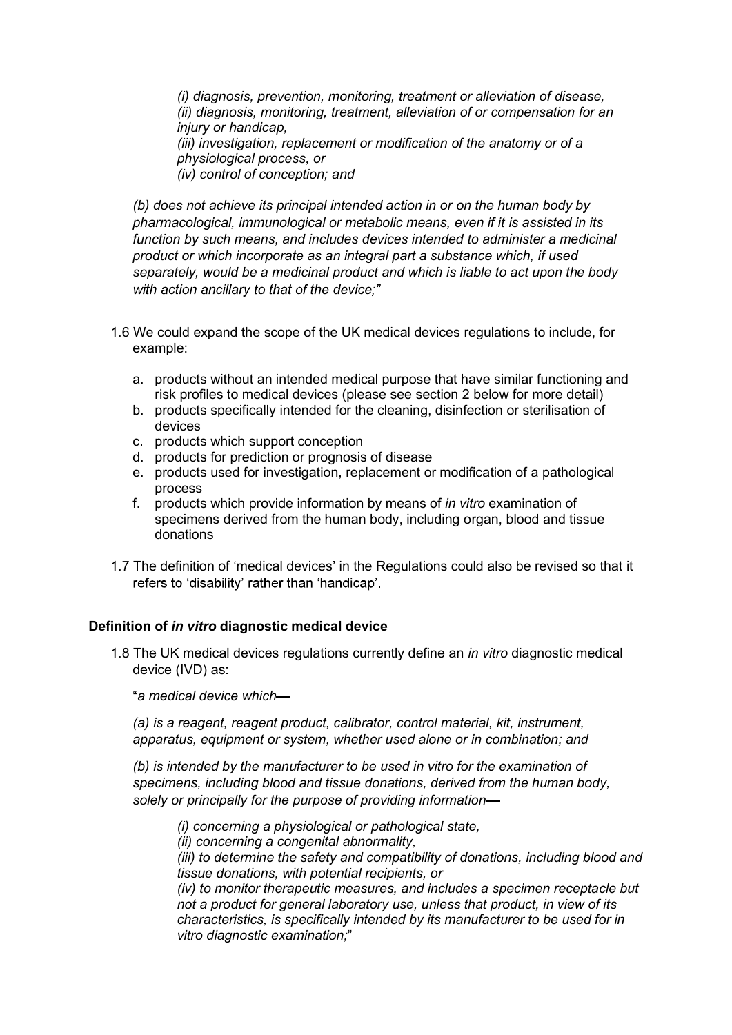*(i) diagnosis, prevention, monitoring, treatment or alleviation of disease,*
*(ii) diagnosis, monitoring, treatment, alleviation of or compensation for an injury or handicap,*
*(iii) investigation, replacement or modification of the anatomy or of a physiological process, or*
*(iv) control of conception; and*

*(b) does not achieve its principal intended action in or on the human body by pharmacological, immunological or metabolic means, even if it is assisted in its function by such means, and includes devices intended to administer a medicinal product or which incorporate as an integral part a substance which, if used separately, would be a medicinal product and which is liable to act upon the body with action ancillary to that of the device;"*

1.6 We could expand the scope of the UK medical devices regulations to include, for example:

a. products without an intended medical purpose that have similar functioning and risk profiles to medical devices (please see section 2 below for more detail)
b. products specifically intended for the cleaning, disinfection or sterilisation of devices
c. products which support conception
d. products for prediction or prognosis of disease
e. products used for investigation, replacement or modification of a pathological process
f. products which provide information by means of *in vitro* examination of specimens derived from the human body, including organ, blood and tissue donations

1.7 The definition of 'medical devices' in the Regulations could also be revised so that it refers to 'disability' rather than 'handicap'.

### Definition of *in vitro* diagnostic medical device

1.8 The UK medical devices regulations currently define an *in vitro* diagnostic medical device (IVD) as:

"*a medical device which—*

*(a) is a reagent, reagent product, calibrator, control material, kit, instrument, apparatus, equipment or system, whether used alone or in combination; and*

*(b) is intended by the manufacturer to be used in vitro for the examination of specimens, including blood and tissue donations, derived from the human body, solely or principally for the purpose of providing information—*

*(i) concerning a physiological or pathological state,*
*(ii) concerning a congenital abnormality,*
*(iii) to determine the safety and compatibility of donations, including blood and tissue donations, with potential recipients, or*
*(iv) to monitor therapeutic measures, and includes a specimen receptacle but not a product for general laboratory use, unless that product, in view of its characteristics, is specifically intended by its manufacturer to be used for in vitro diagnostic examination;*"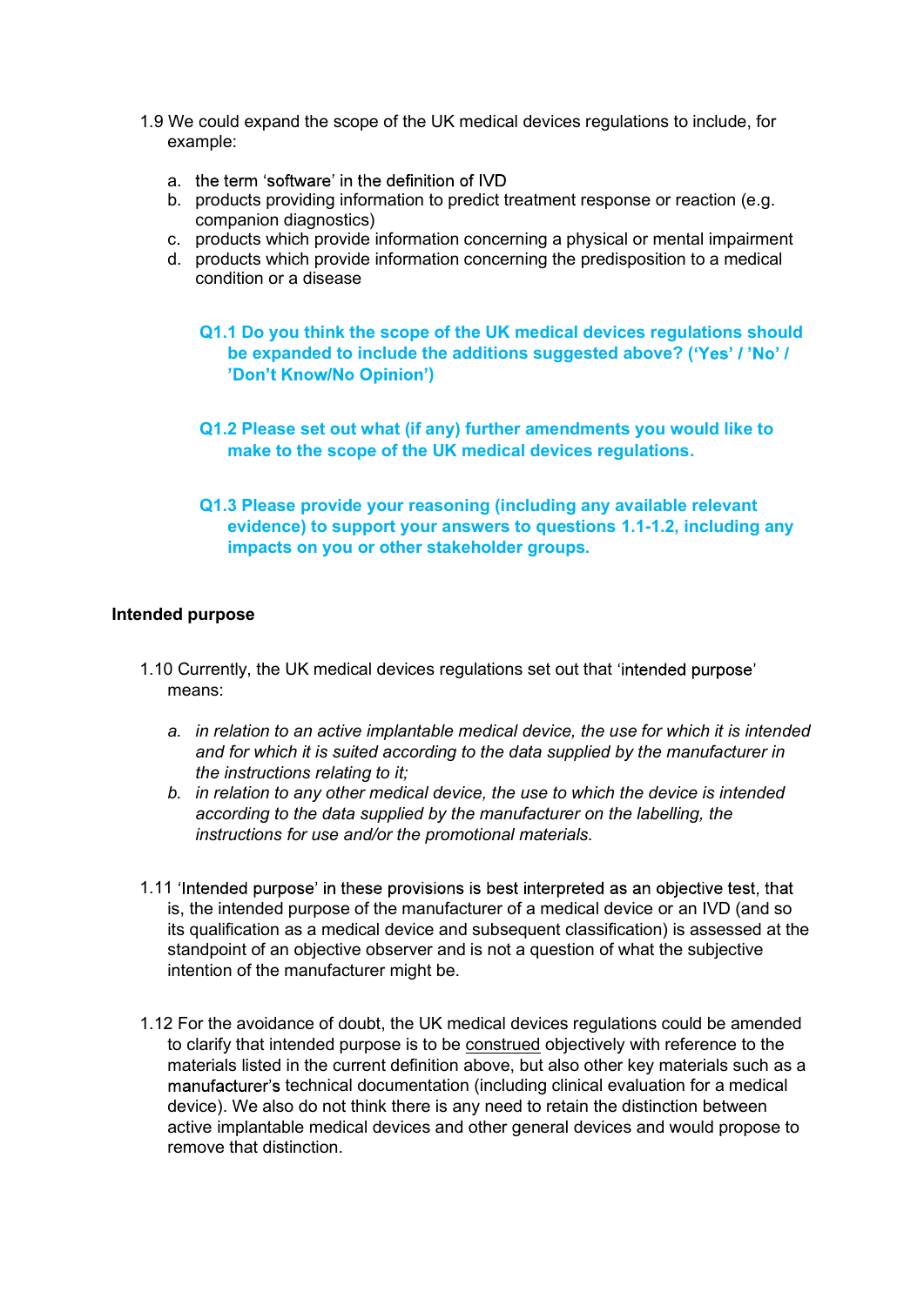1.9 We could expand the scope of the UK medical devices regulations to include, for example:

a. the term 'software' in the definition of IVD
b. products providing information to predict treatment response or reaction (e.g. companion diagnostics)
c. products which provide information concerning a physical or mental impairment
d. products which provide information concerning the predisposition to a medical condition or a disease

**Q1.1 Do you think the scope of the UK medical devices regulations should be expanded to include the additions suggested above? ('Yes' / 'No' / 'Don't Know/No Opinion')**

**Q1.2 Please set out what (if any) further amendments you would like to make to the scope of the UK medical devices regulations.**

**Q1.3 Please provide your reasoning (including any available relevant evidence) to support your answers to questions 1.1-1.2, including any impacts on you or other stakeholder groups.**

**Intended purpose**

1.10 Currently, the UK medical devices regulations set out that 'intended purpose' means:

a. *in relation to an active implantable medical device, the use for which it is intended and for which it is suited according to the data supplied by the manufacturer in the instructions relating to it;*
b. *in relation to any other medical device, the use to which the device is intended according to the data supplied by the manufacturer on the labelling, the instructions for use and/or the promotional materials.*

1.11 'Intended purpose' in these provisions is best interpreted as an objective test, that is, the intended purpose of the manufacturer of a medical device or an IVD (and so its qualification as a medical device and subsequent classification) is assessed at the standpoint of an objective observer and is not a question of what the subjective intention of the manufacturer might be.

1.12 For the avoidance of doubt, the UK medical devices regulations could be amended to clarify that intended purpose is to be <u>construed</u> objectively with reference to the materials listed in the current definition above, but also other key materials such as a manufacturer's technical documentation (including clinical evaluation for a medical device). We also do not think there is any need to retain the distinction between active implantable medical devices and other general devices and would propose to remove that distinction.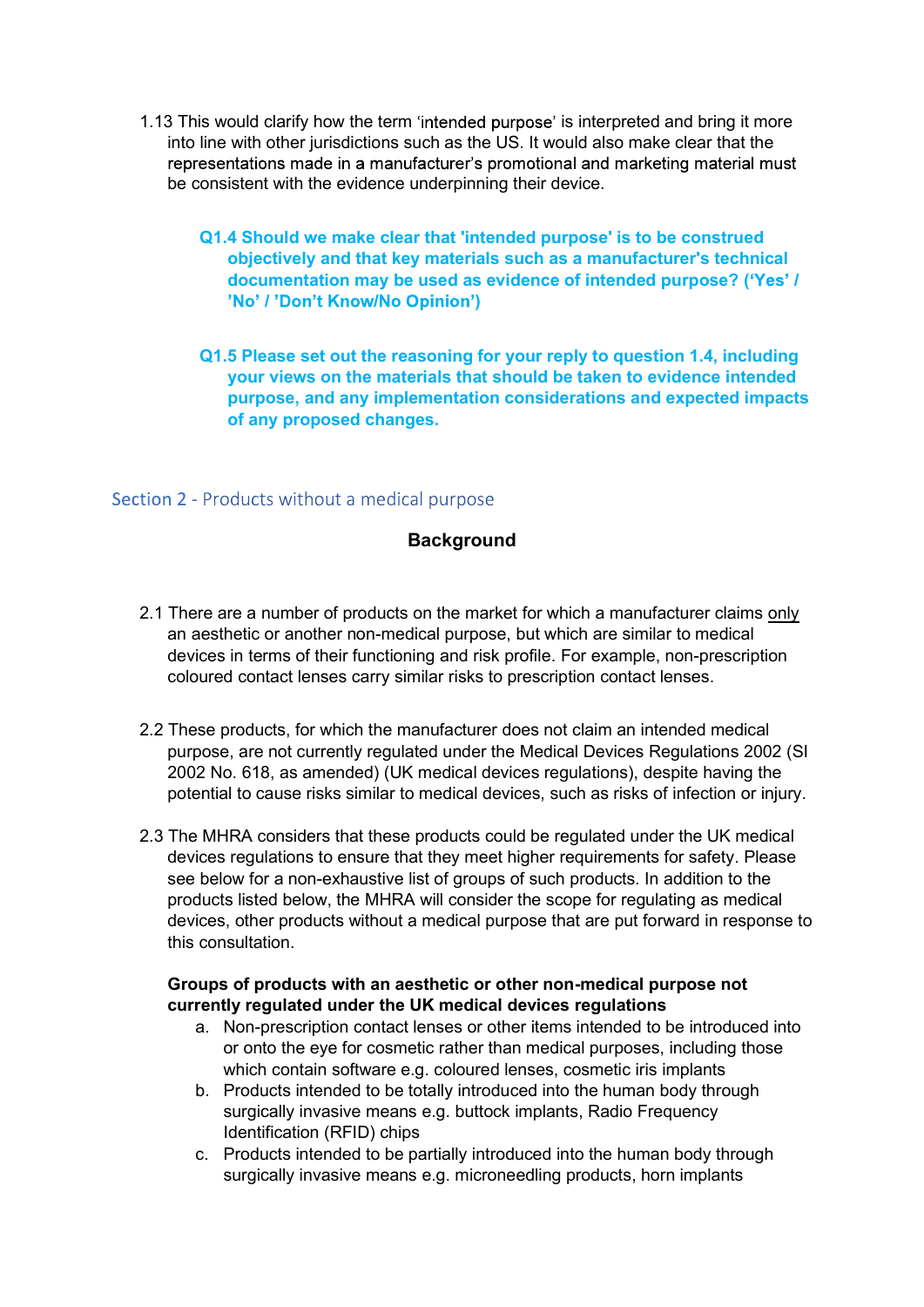1.13 This would clarify how the term 'intended purpose' is interpreted and bring it more into line with other jurisdictions such as the US. It would also make clear that the representations made in a manufacturer's promotional and marketing material must be consistent with the evidence underpinning their device.

**Q1.4 Should we make clear that 'intended purpose' is to be construed objectively and that key materials such as a manufacturer's technical documentation may be used as evidence of intended purpose? ('Yes' / 'No' / 'Don't Know/No Opinion')**

**Q1.5 Please set out the reasoning for your reply to question 1.4, including your views on the materials that should be taken to evidence intended purpose, and any implementation considerations and expected impacts of any proposed changes.**

## Section 2 - Products without a medical purpose

### Background

2.1 There are a number of products on the market for which a manufacturer claims only an aesthetic or another non-medical purpose, but which are similar to medical devices in terms of their functioning and risk profile. For example, non-prescription coloured contact lenses carry similar risks to prescription contact lenses.

2.2 These products, for which the manufacturer does not claim an intended medical purpose, are not currently regulated under the Medical Devices Regulations 2002 (SI 2002 No. 618, as amended) (UK medical devices regulations), despite having the potential to cause risks similar to medical devices, such as risks of infection or injury.

2.3 The MHRA considers that these products could be regulated under the UK medical devices regulations to ensure that they meet higher requirements for safety. Please see below for a non-exhaustive list of groups of such products. In addition to the products listed below, the MHRA will consider the scope for regulating as medical devices, other products without a medical purpose that are put forward in response to this consultation.

**Groups of products with an aesthetic or other non-medical purpose not currently regulated under the UK medical devices regulations**

a. Non-prescription contact lenses or other items intended to be introduced into or onto the eye for cosmetic rather than medical purposes, including those which contain software e.g. coloured lenses, cosmetic iris implants
b. Products intended to be totally introduced into the human body through surgically invasive means e.g. buttock implants, Radio Frequency Identification (RFID) chips
c. Products intended to be partially introduced into the human body through surgically invasive means e.g. microneedling products, horn implants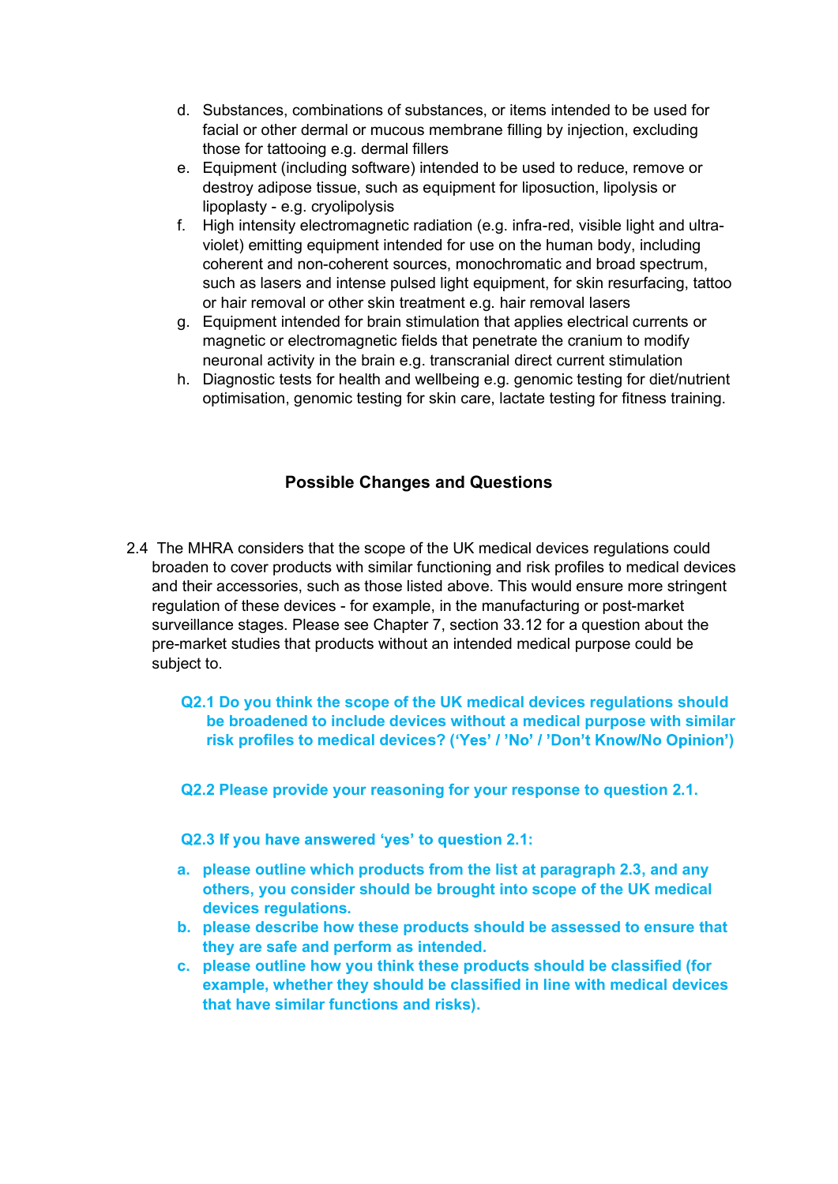d. Substances, combinations of substances, or items intended to be used for facial or other dermal or mucous membrane filling by injection, excluding those for tattooing e.g. dermal fillers
e. Equipment (including software) intended to be used to reduce, remove or destroy adipose tissue, such as equipment for liposuction, lipolysis or lipoplasty - e.g. cryolipolysis
f. High intensity electromagnetic radiation (e.g. infra-red, visible light and ultra-violet) emitting equipment intended for use on the human body, including coherent and non-coherent sources, monochromatic and broad spectrum, such as lasers and intense pulsed light equipment, for skin resurfacing, tattoo or hair removal or other skin treatment e.g. hair removal lasers
g. Equipment intended for brain stimulation that applies electrical currents or magnetic or electromagnetic fields that penetrate the cranium to modify neuronal activity in the brain e.g. transcranial direct current stimulation
h. Diagnostic tests for health and wellbeing e.g. genomic testing for diet/nutrient optimisation, genomic testing for skin care, lactate testing for fitness training.

### Possible Changes and Questions

2.4 The MHRA considers that the scope of the UK medical devices regulations could broaden to cover products with similar functioning and risk profiles to medical devices and their accessories, such as those listed above. This would ensure more stringent regulation of these devices - for example, in the manufacturing or post-market surveillance stages. Please see Chapter 7, section 33.12 for a question about the pre-market studies that products without an intended medical purpose could be subject to.

**Q2.1 Do you think the scope of the UK medical devices regulations should be broadened to include devices without a medical purpose with similar risk profiles to medical devices? ('Yes' / 'No' / 'Don't Know/No Opinion')**

**Q2.2 Please provide your reasoning for your response to question 2.1.**

**Q2.3 If you have answered 'yes' to question 2.1:**

**a. please outline which products from the list at paragraph 2.3, and any others, you consider should be brought into scope of the UK medical devices regulations.**
**b. please describe how these products should be assessed to ensure that they are safe and perform as intended.**
**c. please outline how you think these products should be classified (for example, whether they should be classified in line with medical devices that have similar functions and risks).**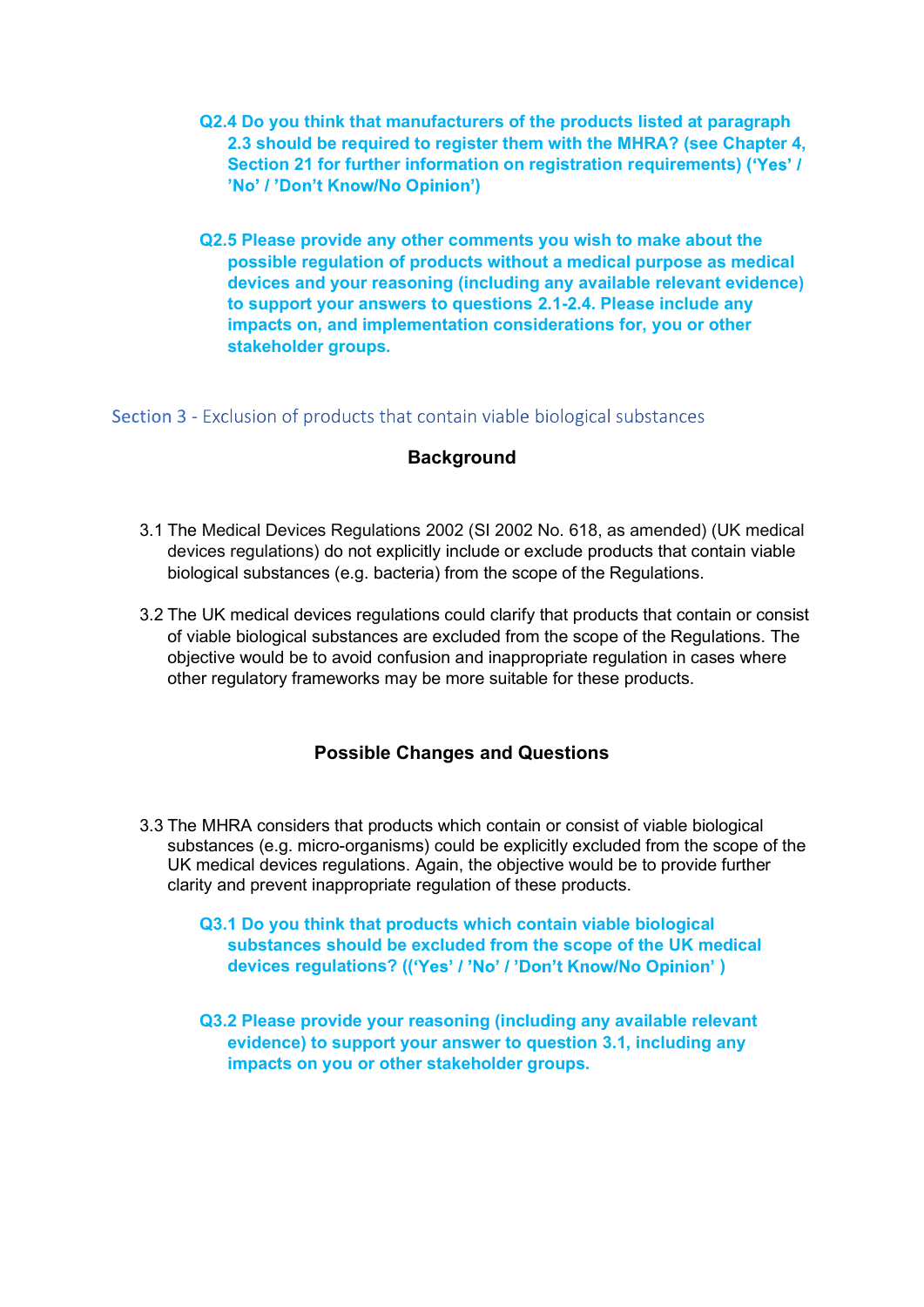**Q2.4 Do you think that manufacturers of the products listed at paragraph 2.3 should be required to register them with the MHRA? (see Chapter 4, Section 21 for further information on registration requirements) ('Yes' / 'No' / 'Don't Know/No Opinion')**

**Q2.5 Please provide any other comments you wish to make about the possible regulation of products without a medical purpose as medical devices and your reasoning (including any available relevant evidence) to support your answers to questions 2.1-2.4. Please include any impacts on, and implementation considerations for, you or other stakeholder groups.**

## Section 3 - Exclusion of products that contain viable biological substances

### Background

3.1 The Medical Devices Regulations 2002 (SI 2002 No. 618, as amended) (UK medical devices regulations) do not explicitly include or exclude products that contain viable biological substances (e.g. bacteria) from the scope of the Regulations.

3.2 The UK medical devices regulations could clarify that products that contain or consist of viable biological substances are excluded from the scope of the Regulations. The objective would be to avoid confusion and inappropriate regulation in cases where other regulatory frameworks may be more suitable for these products.

### Possible Changes and Questions

3.3 The MHRA considers that products which contain or consist of viable biological substances (e.g. micro-organisms) could be explicitly excluded from the scope of the UK medical devices regulations. Again, the objective would be to provide further clarity and prevent inappropriate regulation of these products.

**Q3.1 Do you think that products which contain viable biological substances should be excluded from the scope of the UK medical devices regulations? (('Yes' / 'No' / 'Don't Know/No Opinion' )**

**Q3.2 Please provide your reasoning (including any available relevant evidence) to support your answer to question 3.1, including any impacts on you or other stakeholder groups.**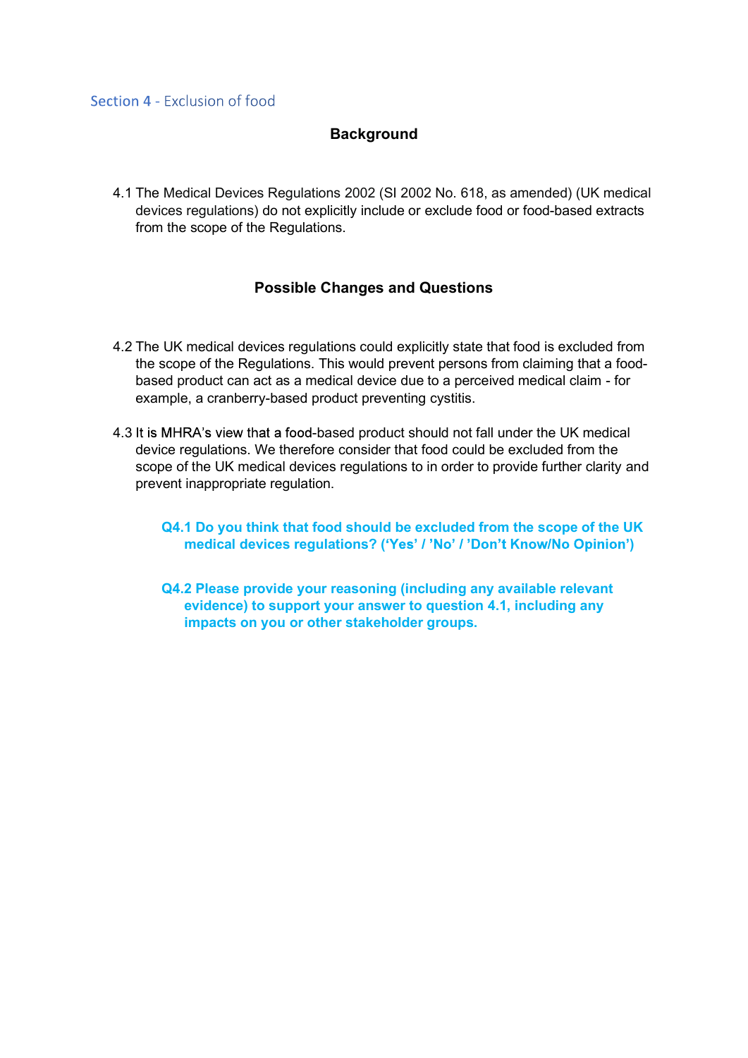## Section 4 - Exclusion of food

### Background

4.1 The Medical Devices Regulations 2002 (SI 2002 No. 618, as amended) (UK medical devices regulations) do not explicitly include or exclude food or food-based extracts from the scope of the Regulations.

### Possible Changes and Questions

4.2 The UK medical devices regulations could explicitly state that food is excluded from the scope of the Regulations. This would prevent persons from claiming that a food-based product can act as a medical device due to a perceived medical claim - for example, a cranberry-based product preventing cystitis.

4.3 It is MHRA's view that a food-based product should not fall under the UK medical device regulations. We therefore consider that food could be excluded from the scope of the UK medical devices regulations to in order to provide further clarity and prevent inappropriate regulation.

**Q4.1 Do you think that food should be excluded from the scope of the UK medical devices regulations? ('Yes' / 'No' / 'Don't Know/No Opinion')**

**Q4.2 Please provide your reasoning (including any available relevant evidence) to support your answer to question 4.1, including any impacts on you or other stakeholder groups.**